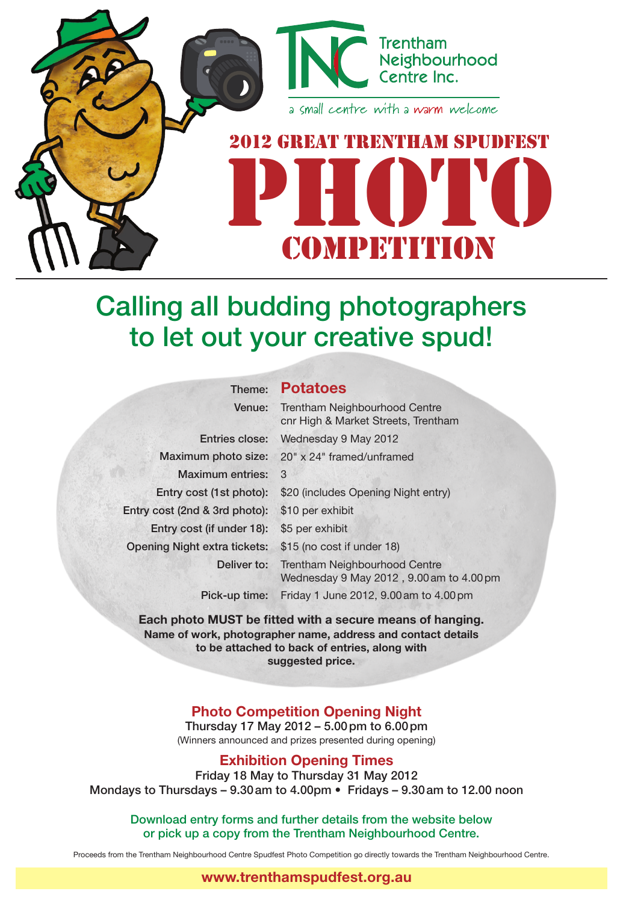Trentham Neighbourhood Centre Inc.

a small centre with a warm welcome

# 2012 GREAT TRENTHAM SPUDFEST PHOTO COMPETITION

## Calling all budding photographers to let out your creative spud!

| | |
|---|---|
| Theme: | **Potatoes** |
| Venue: | Trentham Neighbourhood Centre<br>cnr High & Market Streets, Trentham |
| Entries close: | Wednesday 9 May 2012 |
| Maximum photo size: | 20" x 24" framed/unframed |
| Maximum entries: | 3 |
| Entry cost (1st photo): | $20 (includes Opening Night entry) |
| Entry cost (2nd & 3rd photo): | $10 per exhibit |
| Entry cost (if under 18): | $5 per exhibit |
| Opening Night extra tickets: | $15 (no cost if under 18) |
| Deliver to: | Trentham Neighbourhood Centre<br>Wednesday 9 May 2012 , 9.00 am to 4.00 pm |
| Pick-up time: | Friday 1 June 2012, 9.00 am to 4.00 pm |

**Each photo MUST be fitted with a secure means of hanging.**
**Name of work, photographer name, address and contact details to be attached to back of entries, along with suggested price.**

### Photo Competition Opening Night

Thursday 17 May 2012 – 5.00 pm to 6.00 pm
(Winners announced and prizes presented during opening)

### Exhibition Opening Times

Friday 18 May to Thursday 31 May 2012
Mondays to Thursdays – 9.30 am to 4.00pm • Fridays – 9.30 am to 12.00 noon

Download entry forms and further details from the website below or pick up a copy from the Trentham Neighbourhood Centre.

Proceeds from the Trentham Neighbourhood Centre Spudfest Photo Competition go directly towards the Trentham Neighbourhood Centre.

**www.trenthamspudfest.org.au**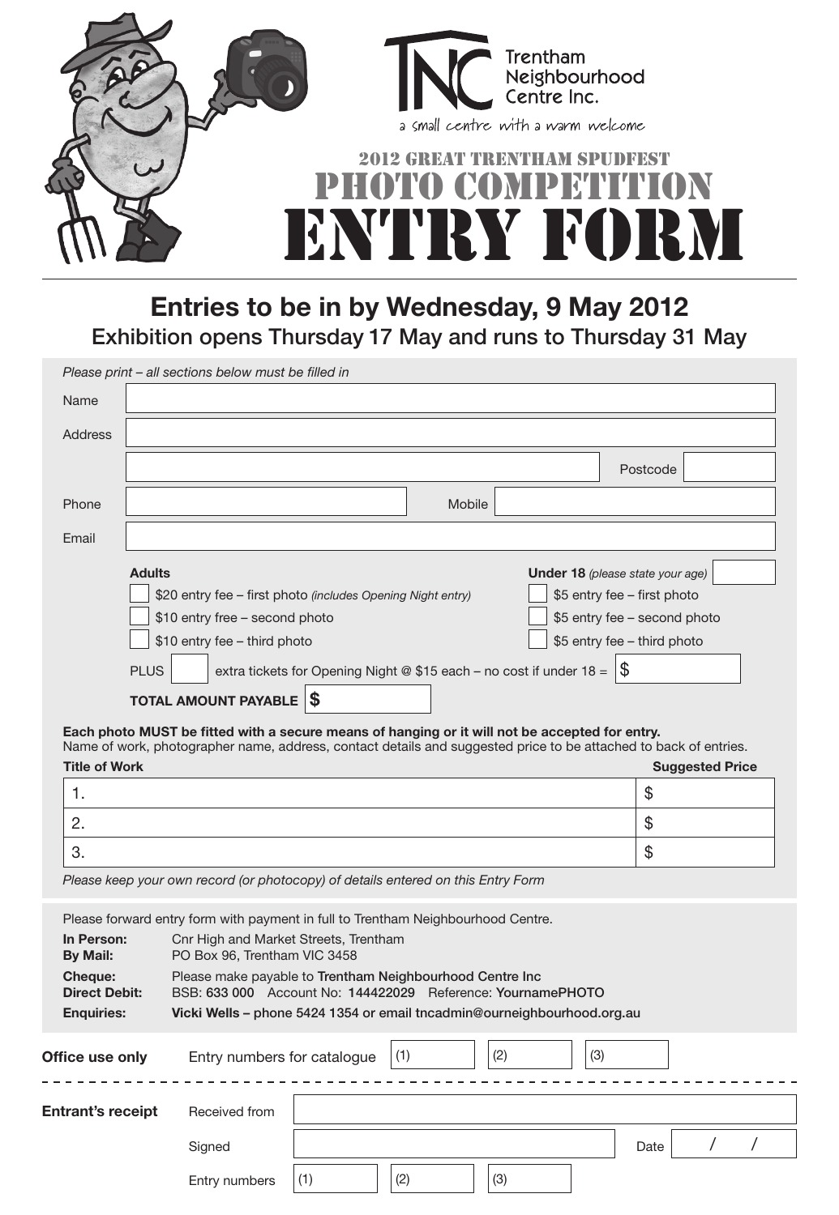Trentham Neighbourhood Centre Inc.

*a small centre with a warm welcome*

# 2012 GREAT TRENTHAM SPUDFEST PHOTO COMPETITION ENTRY FORM

## Entries to be in by Wednesday, 9 May 2012

Exhibition opens Thursday 17 May and runs to Thursday 31 May

*Please print – all sections below must be filled in*

Name

Address

Postcode

Phone

Mobile

Email

**Adults**

- $20 entry fee – first photo *(includes Opening Night entry)*
- $10 entry free – second photo
- $10 entry fee – third photo

**Under 18** *(please state your age)*

- $5 entry fee – first photo
- $5 entry fee – second photo
- $5 entry fee – third photo

PLUS ☐ extra tickets for Opening Night @ $15 each – no cost if under 18 = $

**TOTAL AMOUNT PAYABLE $**

**Each photo MUST be fitted with a secure means of hanging or it will not be accepted for entry.**
Name of work, photographer name, address, contact details and suggested price to be attached to back of entries.

| Title of Work | Suggested Price |
|---|---|
| 1. | $ |
| 2. | $ |
| 3. | $ |

*Please keep your own record (or photocopy) of details entered on this Entry Form*

Please forward entry form with payment in full to Trentham Neighbourhood Centre.

**In Person:** Cnr High and Market Streets, Trentham
**By Mail:** PO Box 96, Trentham VIC 3458
**Cheque:** Please make payable to **Trentham Neighbourhood Centre Inc**
**Direct Debit:** BSB: **633 000** Account No: **144422029** Reference: **YournamePHOTO**
**Enquiries:** **Vicki Wells – phone 5424 1354 or email tncadmin@ourneighbourhood.org.au**

**Office use only** Entry numbers for catalogue (1) (2) (3)

---

**Entrant's receipt**

Received from

Signed

Date / /

Entry numbers (1) (2) (3)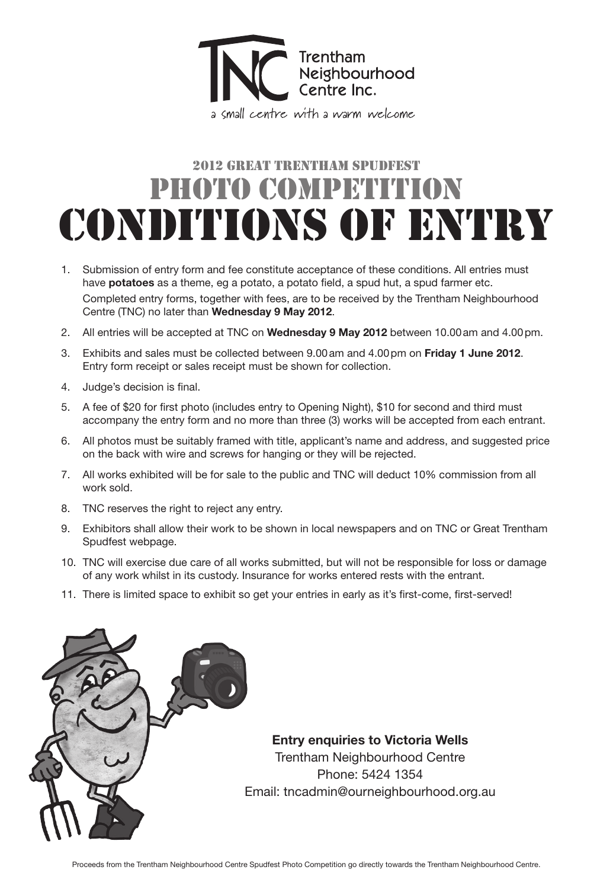Trentham Neighbourhood Centre Inc.

a small centre with a warm welcome

## 2012 GREAT TRENTHAM SPUDFEST

# PHOTO COMPETITION

# CONDITIONS OF ENTRY

1. Submission of entry form and fee constitute acceptance of these conditions. All entries must have **potatoes** as a theme, eg a potato, a potato field, a spud hut, a spud farmer etc.

   Completed entry forms, together with fees, are to be received by the Trentham Neighbourhood Centre (TNC) no later than **Wednesday 9 May 2012**.
2. All entries will be accepted at TNC on **Wednesday 9 May 2012** between 10.00 am and 4.00 pm.
3. Exhibits and sales must be collected between 9.00 am and 4.00 pm on **Friday 1 June 2012**. Entry form receipt or sales receipt must be shown for collection.
4. Judge's decision is final.
5. A fee of $20 for first photo (includes entry to Opening Night), $10 for second and third must accompany the entry form and no more than three (3) works will be accepted from each entrant.
6. All photos must be suitably framed with title, applicant's name and address, and suggested price on the back with wire and screws for hanging or they will be rejected.
7. All works exhibited will be for sale to the public and TNC will deduct 10% commission from all work sold.
8. TNC reserves the right to reject any entry.
9. Exhibitors shall allow their work to be shown in local newspapers and on TNC or Great Trentham Spudfest webpage.
10. TNC will exercise due care of all works submitted, but will not be responsible for loss or damage of any work whilst in its custody. Insurance for works entered rests with the entrant.
11. There is limited space to exhibit so get your entries in early as it's first-come, first-served!

**Entry enquiries to Victoria Wells**
Trentham Neighbourhood Centre
Phone: 5424 1354
Email: tncadmin@ourneighbourhood.org.au

Proceeds from the Trentham Neighbourhood Centre Spudfest Photo Competition go directly towards the Trentham Neighbourhood Centre.